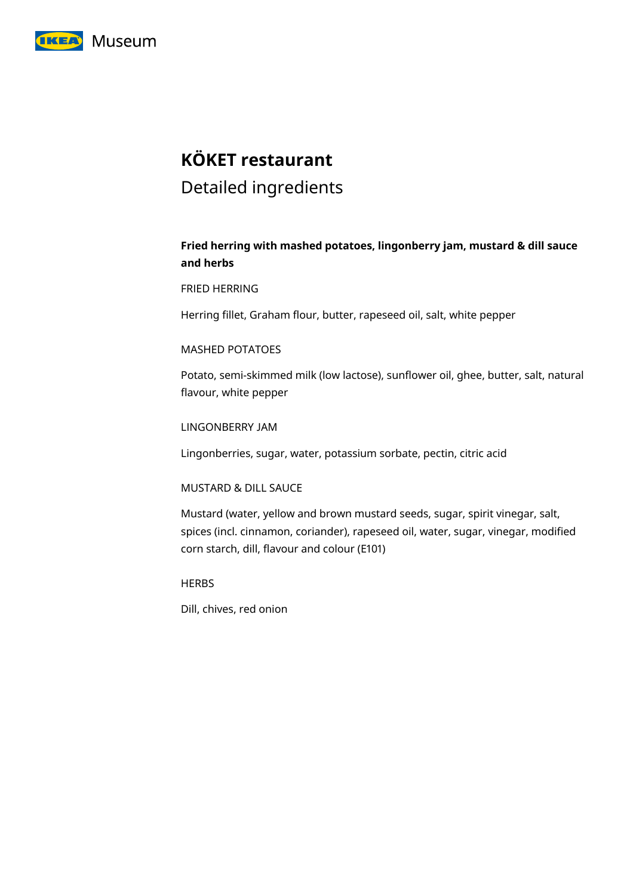# KÖKET restaurant

## Detailed ingredients

### Fried herring with mashed potatoes, lingonberry jam, mustard & dill sauce and herbs

FRIED HERRING

Herring fillet, Graham flour, butter, rapeseed oil, salt, white pepper

MASHED POTATOES

Potato, semi-skimmed milk (low lactose), sunflower oil, ghee, butter, salt, natural flavour, white pepper

LINGONBERRY JAM

Lingonberries, sugar, water, potassium sorbate, pectin, citric acid

MUSTARD & DILL SAUCE

Mustard (water, yellow and brown mustard seeds, sugar, spirit vinegar, salt, spices (incl. cinnamon, coriander), rapeseed oil, water, sugar, vinegar, modified corn starch, dill, flavour and colour (E101)

HERBS

Dill, chives, red onion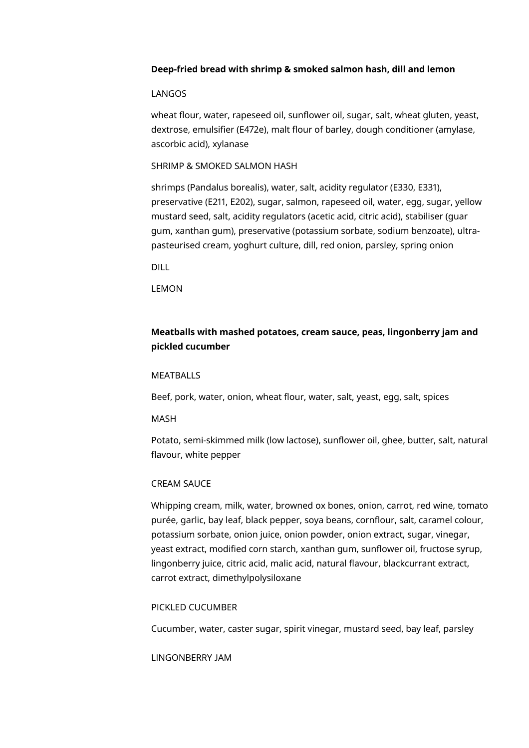**Deep-fried bread with shrimp & smoked salmon hash, dill and lemon**

LANGOS

wheat flour, water, rapeseed oil, sunflower oil, sugar, salt, wheat gluten, yeast, dextrose, emulsifier (E472e), malt flour of barley, dough conditioner (amylase, ascorbic acid), xylanase

SHRIMP & SMOKED SALMON HASH

shrimps (Pandalus borealis), water, salt, acidity regulator (E330, E331), preservative (E211, E202), sugar, salmon, rapeseed oil, water, egg, sugar, yellow mustard seed, salt, acidity regulators (acetic acid, citric acid), stabiliser (guar gum, xanthan gum), preservative (potassium sorbate, sodium benzoate), ultra-pasteurised cream, yoghurt culture, dill, red onion, parsley, spring onion

DILL

LEMON

**Meatballs with mashed potatoes, cream sauce, peas, lingonberry jam and pickled cucumber**

MEATBALLS

Beef, pork, water, onion, wheat flour, water, salt, yeast, egg, salt, spices

MASH

Potato, semi-skimmed milk (low lactose), sunflower oil, ghee, butter, salt, natural flavour, white pepper

CREAM SAUCE

Whipping cream, milk, water, browned ox bones, onion, carrot, red wine, tomato purée, garlic, bay leaf, black pepper, soya beans, cornflour, salt, caramel colour, potassium sorbate, onion juice, onion powder, onion extract, sugar, vinegar, yeast extract, modified corn starch, xanthan gum, sunflower oil, fructose syrup, lingonberry juice, citric acid, malic acid, natural flavour, blackcurrant extract, carrot extract, dimethylpolysiloxane

PICKLED CUCUMBER

Cucumber, water, caster sugar, spirit vinegar, mustard seed, bay leaf, parsley

LINGONBERRY JAM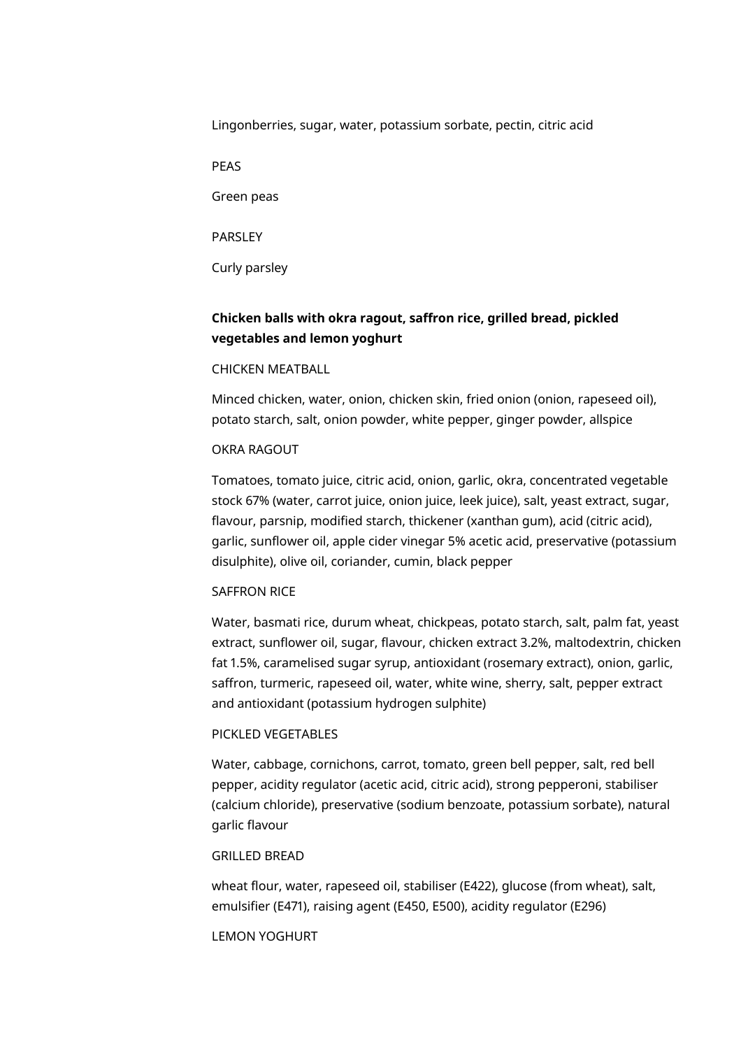Lingonberries, sugar, water, potassium sorbate, pectin, citric acid

PEAS

Green peas

PARSLEY

Curly parsley

**Chicken balls with okra ragout, saffron rice, grilled bread, pickled vegetables and lemon yoghurt**

CHICKEN MEATBALL

Minced chicken, water, onion, chicken skin, fried onion (onion, rapeseed oil), potato starch, salt, onion powder, white pepper, ginger powder, allspice

OKRA RAGOUT

Tomatoes, tomato juice, citric acid, onion, garlic, okra, concentrated vegetable stock 67% (water, carrot juice, onion juice, leek juice), salt, yeast extract, sugar, flavour, parsnip, modified starch, thickener (xanthan gum), acid (citric acid), garlic, sunflower oil, apple cider vinegar 5% acetic acid, preservative (potassium disulphite), olive oil, coriander, cumin, black pepper

SAFFRON RICE

Water, basmati rice, durum wheat, chickpeas, potato starch, salt, palm fat, yeast extract, sunflower oil, sugar, flavour, chicken extract 3.2%, maltodextrin, chicken fat 1.5%, caramelised sugar syrup, antioxidant (rosemary extract), onion, garlic, saffron, turmeric, rapeseed oil, water, white wine, sherry, salt, pepper extract and antioxidant (potassium hydrogen sulphite)

PICKLED VEGETABLES

Water, cabbage, cornichons, carrot, tomato, green bell pepper, salt, red bell pepper, acidity regulator (acetic acid, citric acid), strong pepperoni, stabiliser (calcium chloride), preservative (sodium benzoate, potassium sorbate), natural garlic flavour

GRILLED BREAD

wheat flour, water, rapeseed oil, stabiliser (E422), glucose (from wheat), salt, emulsifier (E471), raising agent (E450, E500), acidity regulator (E296)

LEMON YOGHURT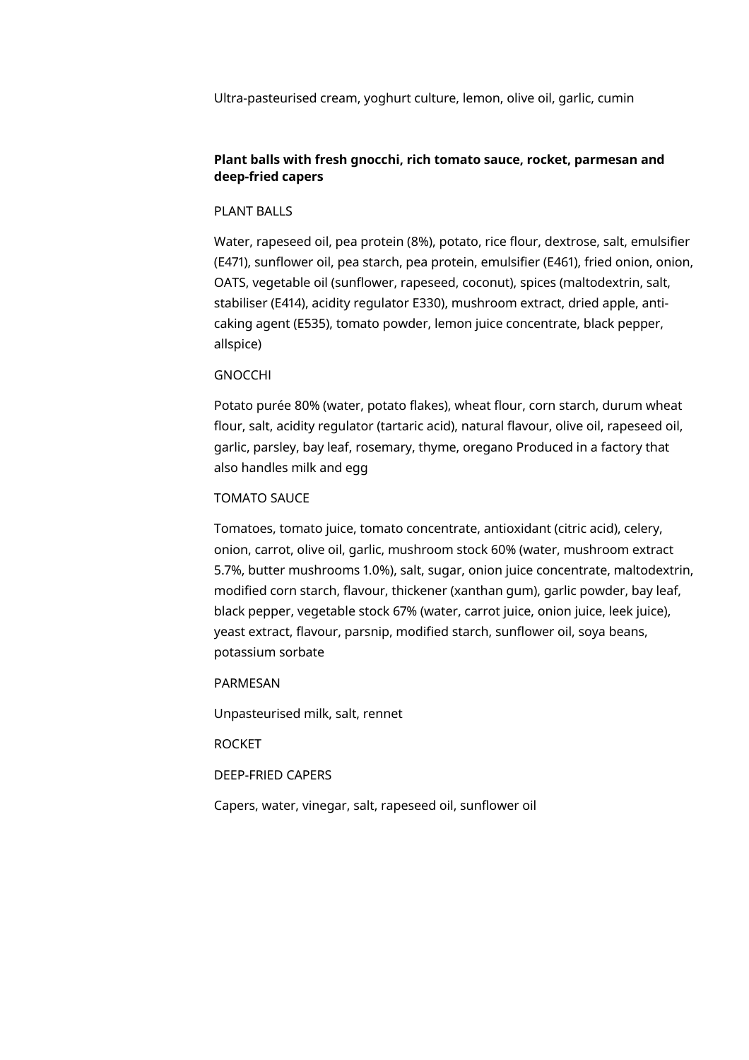Ultra-pasteurised cream, yoghurt culture, lemon, olive oil, garlic, cumin

**Plant balls with fresh gnocchi, rich tomato sauce, rocket, parmesan and deep-fried capers**

PLANT BALLS

Water, rapeseed oil, pea protein (8%), potato, rice flour, dextrose, salt, emulsifier (E471), sunflower oil, pea starch, pea protein, emulsifier (E461), fried onion, onion, OATS, vegetable oil (sunflower, rapeseed, coconut), spices (maltodextrin, salt, stabiliser (E414), acidity regulator E330), mushroom extract, dried apple, anti-caking agent (E535), tomato powder, lemon juice concentrate, black pepper, allspice)

GNOCCHI

Potato purée 80% (water, potato flakes), wheat flour, corn starch, durum wheat flour, salt, acidity regulator (tartaric acid), natural flavour, olive oil, rapeseed oil, garlic, parsley, bay leaf, rosemary, thyme, oregano Produced in a factory that also handles milk and egg

TOMATO SAUCE

Tomatoes, tomato juice, tomato concentrate, antioxidant (citric acid), celery, onion, carrot, olive oil, garlic, mushroom stock 60% (water, mushroom extract 5.7%, butter mushrooms 1.0%), salt, sugar, onion juice concentrate, maltodextrin, modified corn starch, flavour, thickener (xanthan gum), garlic powder, bay leaf, black pepper, vegetable stock 67% (water, carrot juice, onion juice, leek juice), yeast extract, flavour, parsnip, modified starch, sunflower oil, soya beans, potassium sorbate

PARMESAN

Unpasteurised milk, salt, rennet

ROCKET

DEEP-FRIED CAPERS

Capers, water, vinegar, salt, rapeseed oil, sunflower oil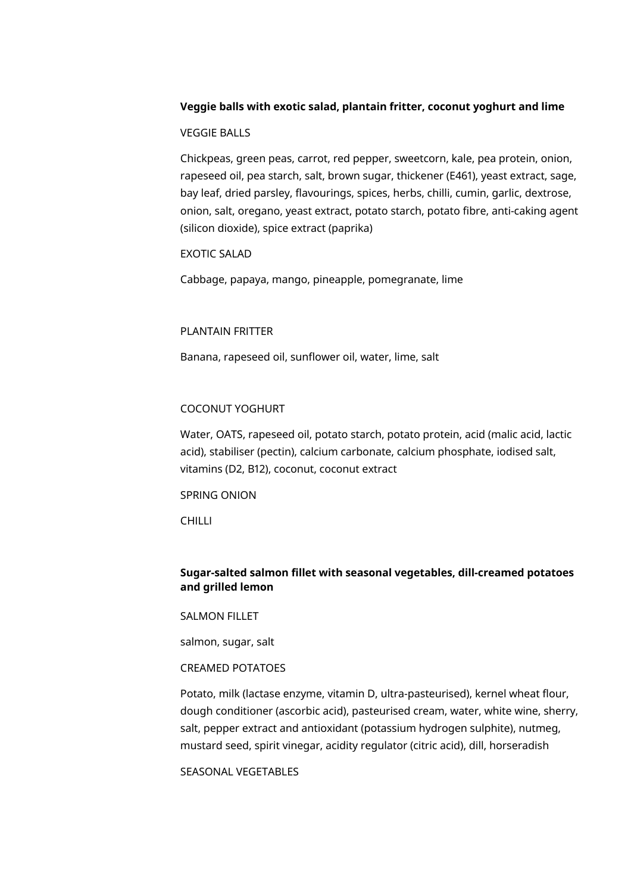**Veggie balls with exotic salad, plantain fritter, coconut yoghurt and lime**

VEGGIE BALLS

Chickpeas, green peas, carrot, red pepper, sweetcorn, kale, pea protein, onion, rapeseed oil, pea starch, salt, brown sugar, thickener (E461), yeast extract, sage, bay leaf, dried parsley, flavourings, spices, herbs, chilli, cumin, garlic, dextrose, onion, salt, oregano, yeast extract, potato starch, potato fibre, anti-caking agent (silicon dioxide), spice extract (paprika)

EXOTIC SALAD

Cabbage, papaya, mango, pineapple, pomegranate, lime

PLANTAIN FRITTER

Banana, rapeseed oil, sunflower oil, water, lime, salt

COCONUT YOGHURT

Water, OATS, rapeseed oil, potato starch, potato protein, acid (malic acid, lactic acid), stabiliser (pectin), calcium carbonate, calcium phosphate, iodised salt, vitamins (D2, B12), coconut, coconut extract

SPRING ONION

CHILLI

**Sugar-salted salmon fillet with seasonal vegetables, dill-creamed potatoes and grilled lemon**

SALMON FILLET

salmon, sugar, salt

CREAMED POTATOES

Potato, milk (lactase enzyme, vitamin D, ultra-pasteurised), kernel wheat flour, dough conditioner (ascorbic acid), pasteurised cream, water, white wine, sherry, salt, pepper extract and antioxidant (potassium hydrogen sulphite), nutmeg, mustard seed, spirit vinegar, acidity regulator (citric acid), dill, horseradish

SEASONAL VEGETABLES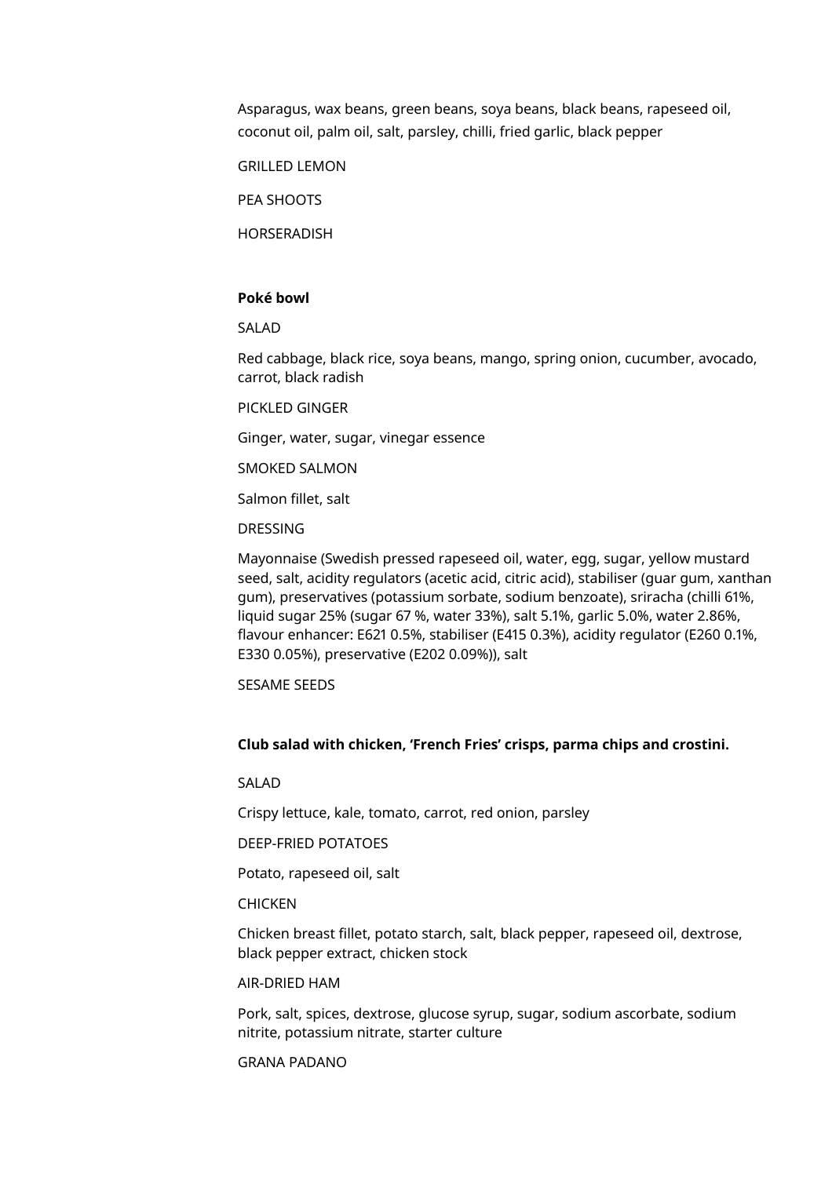Asparagus, wax beans, green beans, soya beans, black beans, rapeseed oil, coconut oil, palm oil, salt, parsley, chilli, fried garlic, black pepper

GRILLED LEMON

PEA SHOOTS

HORSERADISH

**Poké bowl**

SALAD

Red cabbage, black rice, soya beans, mango, spring onion, cucumber, avocado, carrot, black radish

PICKLED GINGER

Ginger, water, sugar, vinegar essence

SMOKED SALMON

Salmon fillet, salt

DRESSING

Mayonnaise (Swedish pressed rapeseed oil, water, egg, sugar, yellow mustard seed, salt, acidity regulators (acetic acid, citric acid), stabiliser (guar gum, xanthan gum), preservatives (potassium sorbate, sodium benzoate), sriracha (chilli 61%, liquid sugar 25% (sugar 67 %, water 33%), salt 5.1%, garlic 5.0%, water 2.86%, flavour enhancer: E621 0.5%, stabiliser (E415 0.3%), acidity regulator (E260 0.1%, E330 0.05%), preservative (E202 0.09%)), salt

SESAME SEEDS

**Club salad with chicken, 'French Fries' crisps, parma chips and crostini.**

SALAD

Crispy lettuce, kale, tomato, carrot, red onion, parsley

DEEP-FRIED POTATOES

Potato, rapeseed oil, salt

CHICKEN

Chicken breast fillet, potato starch, salt, black pepper, rapeseed oil, dextrose, black pepper extract, chicken stock

AIR-DRIED HAM

Pork, salt, spices, dextrose, glucose syrup, sugar, sodium ascorbate, sodium nitrite, potassium nitrate, starter culture

GRANA PADANO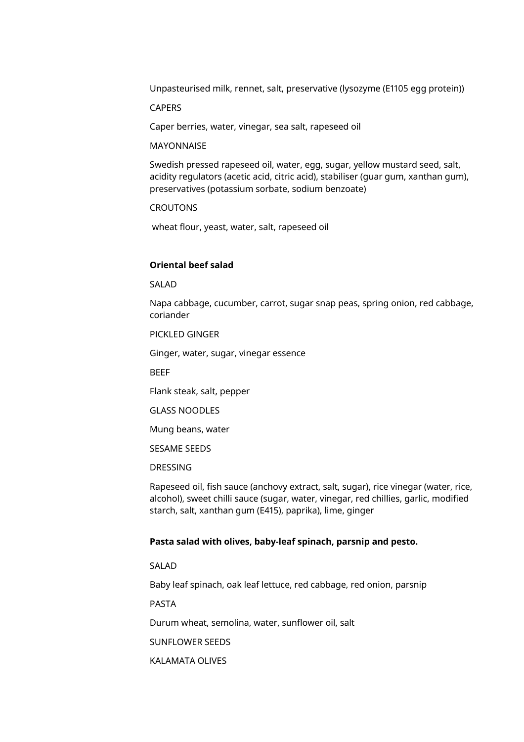Unpasteurised milk, rennet, salt, preservative (lysozyme (E1105 egg protein))

CAPERS

Caper berries, water, vinegar, sea salt, rapeseed oil

MAYONNAISE

Swedish pressed rapeseed oil, water, egg, sugar, yellow mustard seed, salt, acidity regulators (acetic acid, citric acid), stabiliser (guar gum, xanthan gum), preservatives (potassium sorbate, sodium benzoate)

CROUTONS

wheat flour, yeast, water, salt, rapeseed oil

**Oriental beef salad**

SALAD

Napa cabbage, cucumber, carrot, sugar snap peas, spring onion, red cabbage, coriander

PICKLED GINGER

Ginger, water, sugar, vinegar essence

BEEF

Flank steak, salt, pepper

GLASS NOODLES

Mung beans, water

SESAME SEEDS

DRESSING

Rapeseed oil, fish sauce (anchovy extract, salt, sugar), rice vinegar (water, rice, alcohol), sweet chilli sauce (sugar, water, vinegar, red chillies, garlic, modified starch, salt, xanthan gum (E415), paprika), lime, ginger

**Pasta salad with olives, baby-leaf spinach, parsnip and pesto.**

SALAD

Baby leaf spinach, oak leaf lettuce, red cabbage, red onion, parsnip

PASTA

Durum wheat, semolina, water, sunflower oil, salt

SUNFLOWER SEEDS

KALAMATA OLIVES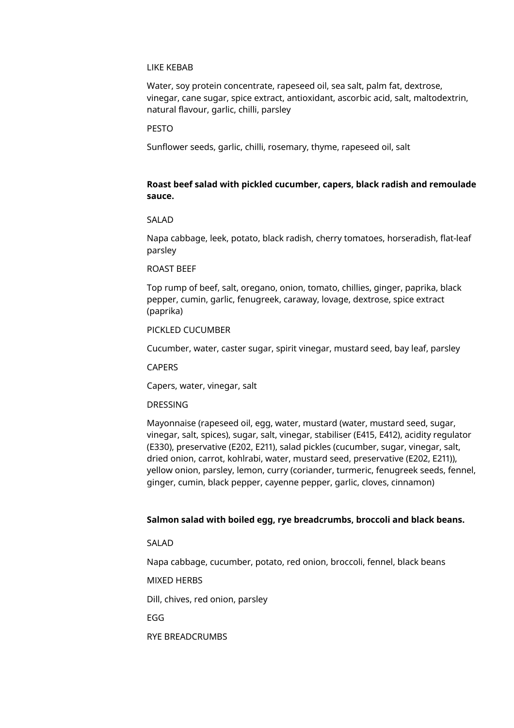LIKE KEBAB

Water, soy protein concentrate, rapeseed oil, sea salt, palm fat, dextrose, vinegar, cane sugar, spice extract, antioxidant, ascorbic acid, salt, maltodextrin, natural flavour, garlic, chilli, parsley

PESTO

Sunflower seeds, garlic, chilli, rosemary, thyme, rapeseed oil, salt

**Roast beef salad with pickled cucumber, capers, black radish and remoulade sauce.**

SALAD

Napa cabbage, leek, potato, black radish, cherry tomatoes, horseradish, flat-leaf parsley

ROAST BEEF

Top rump of beef, salt, oregano, onion, tomato, chillies, ginger, paprika, black pepper, cumin, garlic, fenugreek, caraway, lovage, dextrose, spice extract (paprika)

PICKLED CUCUMBER

Cucumber, water, caster sugar, spirit vinegar, mustard seed, bay leaf, parsley

CAPERS

Capers, water, vinegar, salt

DRESSING

Mayonnaise (rapeseed oil, egg, water, mustard (water, mustard seed, sugar, vinegar, salt, spices), sugar, salt, vinegar, stabiliser (E415, E412), acidity regulator (E330), preservative (E202, E211), salad pickles (cucumber, sugar, vinegar, salt, dried onion, carrot, kohlrabi, water, mustard seed, preservative (E202, E211)), yellow onion, parsley, lemon, curry (coriander, turmeric, fenugreek seeds, fennel, ginger, cumin, black pepper, cayenne pepper, garlic, cloves, cinnamon)

**Salmon salad with boiled egg, rye breadcrumbs, broccoli and black beans.**

SALAD

Napa cabbage, cucumber, potato, red onion, broccoli, fennel, black beans

MIXED HERBS

Dill, chives, red onion, parsley

EGG

RYE BREADCRUMBS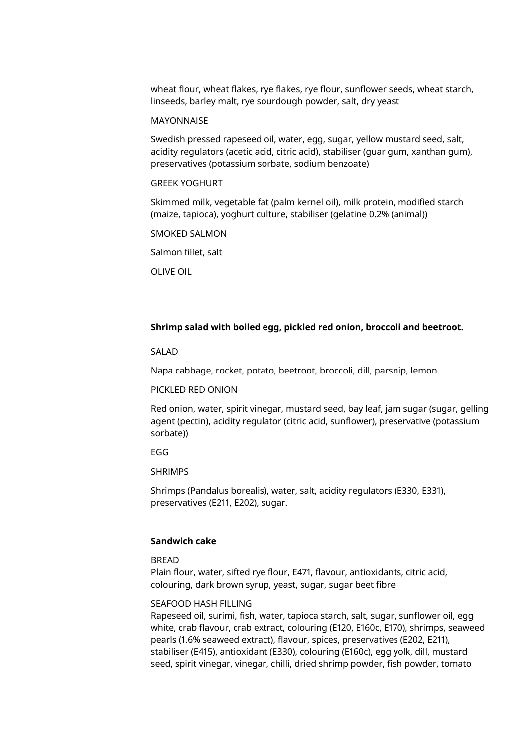wheat flour, wheat flakes, rye flakes, rye flour, sunflower seeds, wheat starch, linseeds, barley malt, rye sourdough powder, salt, dry yeast

MAYONNAISE

Swedish pressed rapeseed oil, water, egg, sugar, yellow mustard seed, salt, acidity regulators (acetic acid, citric acid), stabiliser (guar gum, xanthan gum), preservatives (potassium sorbate, sodium benzoate)

GREEK YOGHURT

Skimmed milk, vegetable fat (palm kernel oil), milk protein, modified starch (maize, tapioca), yoghurt culture, stabiliser (gelatine 0.2% (animal))

SMOKED SALMON

Salmon fillet, salt

OLIVE OIL

**Shrimp salad with boiled egg, pickled red onion, broccoli and beetroot.**

SALAD

Napa cabbage, rocket, potato, beetroot, broccoli, dill, parsnip, lemon

PICKLED RED ONION

Red onion, water, spirit vinegar, mustard seed, bay leaf, jam sugar (sugar, gelling agent (pectin), acidity regulator (citric acid, sunflower), preservative (potassium sorbate))

EGG

SHRIMPS

Shrimps (Pandalus borealis), water, salt, acidity regulators (E330, E331), preservatives (E211, E202), sugar.

**Sandwich cake**

BREAD
Plain flour, water, sifted rye flour, E471, flavour, antioxidants, citric acid, colouring, dark brown syrup, yeast, sugar, sugar beet fibre

SEAFOOD HASH FILLING
Rapeseed oil, surimi, fish, water, tapioca starch, salt, sugar, sunflower oil, egg white, crab flavour, crab extract, colouring (E120, E160c, E170), shrimps, seaweed pearls (1.6% seaweed extract), flavour, spices, preservatives (E202, E211), stabiliser (E415), antioxidant (E330), colouring (E160c), egg yolk, dill, mustard seed, spirit vinegar, vinegar, chilli, dried shrimp powder, fish powder, tomato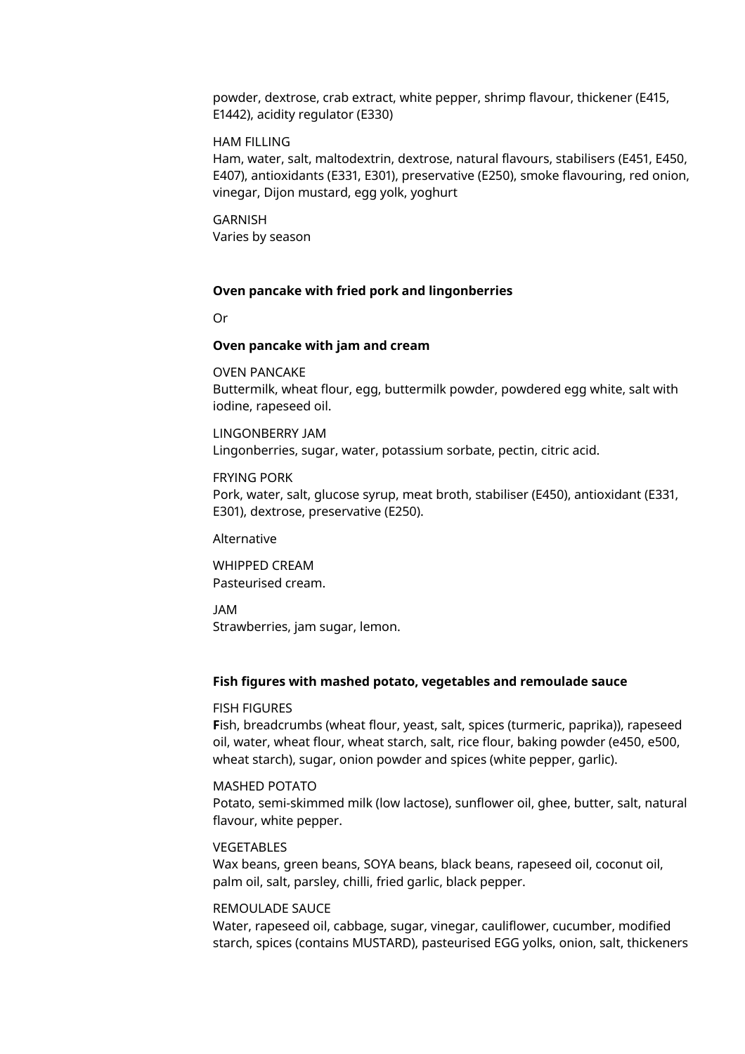powder, dextrose, crab extract, white pepper, shrimp flavour, thickener (E415, E1442), acidity regulator (E330)

HAM FILLING
Ham, water, salt, maltodextrin, dextrose, natural flavours, stabilisers (E451, E450, E407), antioxidants (E331, E301), preservative (E250), smoke flavouring, red onion, vinegar, Dijon mustard, egg yolk, yoghurt

GARNISH
Varies by season

**Oven pancake with fried pork and lingonberries**

Or

**Oven pancake with jam and cream**

OVEN PANCAKE
Buttermilk, wheat flour, egg, buttermilk powder, powdered egg white, salt with iodine, rapeseed oil.

LINGONBERRY JAM
Lingonberries, sugar, water, potassium sorbate, pectin, citric acid.

FRYING PORK
Pork, water, salt, glucose syrup, meat broth, stabiliser (E450), antioxidant (E331, E301), dextrose, preservative (E250).

Alternative

WHIPPED CREAM
Pasteurised cream.

JAM
Strawberries, jam sugar, lemon.

**Fish figures with mashed potato, vegetables and remoulade sauce**

FISH FIGURES
**F**ish, breadcrumbs (wheat flour, yeast, salt, spices (turmeric, paprika)), rapeseed oil, water, wheat flour, wheat starch, salt, rice flour, baking powder (e450, e500, wheat starch), sugar, onion powder and spices (white pepper, garlic).

MASHED POTATO
Potato, semi-skimmed milk (low lactose), sunflower oil, ghee, butter, salt, natural flavour, white pepper.

VEGETABLES
Wax beans, green beans, SOYA beans, black beans, rapeseed oil, coconut oil, palm oil, salt, parsley, chilli, fried garlic, black pepper.

REMOULADE SAUCE
Water, rapeseed oil, cabbage, sugar, vinegar, cauliflower, cucumber, modified starch, spices (contains MUSTARD), pasteurised EGG yolks, onion, salt, thickeners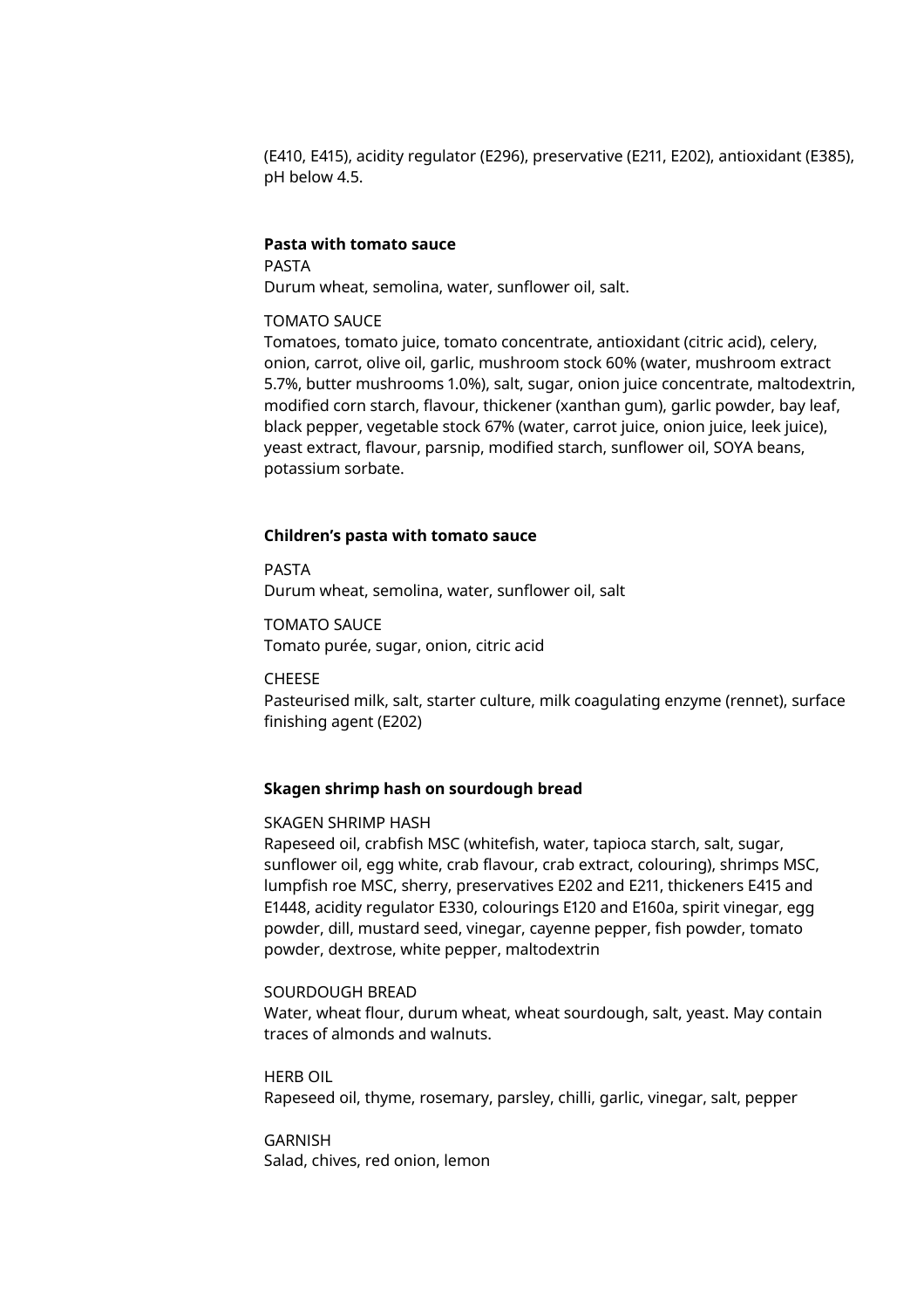(E410, E415), acidity regulator (E296), preservative (E211, E202), antioxidant (E385), pH below 4.5.

**Pasta with tomato sauce**

PASTA
Durum wheat, semolina, water, sunflower oil, salt.

TOMATO SAUCE
Tomatoes, tomato juice, tomato concentrate, antioxidant (citric acid), celery, onion, carrot, olive oil, garlic, mushroom stock 60% (water, mushroom extract 5.7%, butter mushrooms 1.0%), salt, sugar, onion juice concentrate, maltodextrin, modified corn starch, flavour, thickener (xanthan gum), garlic powder, bay leaf, black pepper, vegetable stock 67% (water, carrot juice, onion juice, leek juice), yeast extract, flavour, parsnip, modified starch, sunflower oil, SOYA beans, potassium sorbate.

**Children's pasta with tomato sauce**

PASTA
Durum wheat, semolina, water, sunflower oil, salt

TOMATO SAUCE
Tomato purée, sugar, onion, citric acid

CHEESE
Pasteurised milk, salt, starter culture, milk coagulating enzyme (rennet), surface finishing agent (E202)

**Skagen shrimp hash on sourdough bread**

SKAGEN SHRIMP HASH
Rapeseed oil, crabfish MSC (whitefish, water, tapioca starch, salt, sugar, sunflower oil, egg white, crab flavour, crab extract, colouring), shrimps MSC, lumpfish roe MSC, sherry, preservatives E202 and E211, thickeners E415 and E1448, acidity regulator E330, colourings E120 and E160a, spirit vinegar, egg powder, dill, mustard seed, vinegar, cayenne pepper, fish powder, tomato powder, dextrose, white pepper, maltodextrin

SOURDOUGH BREAD
Water, wheat flour, durum wheat, wheat sourdough, salt, yeast. May contain traces of almonds and walnuts.

HERB OIL
Rapeseed oil, thyme, rosemary, parsley, chilli, garlic, vinegar, salt, pepper

GARNISH
Salad, chives, red onion, lemon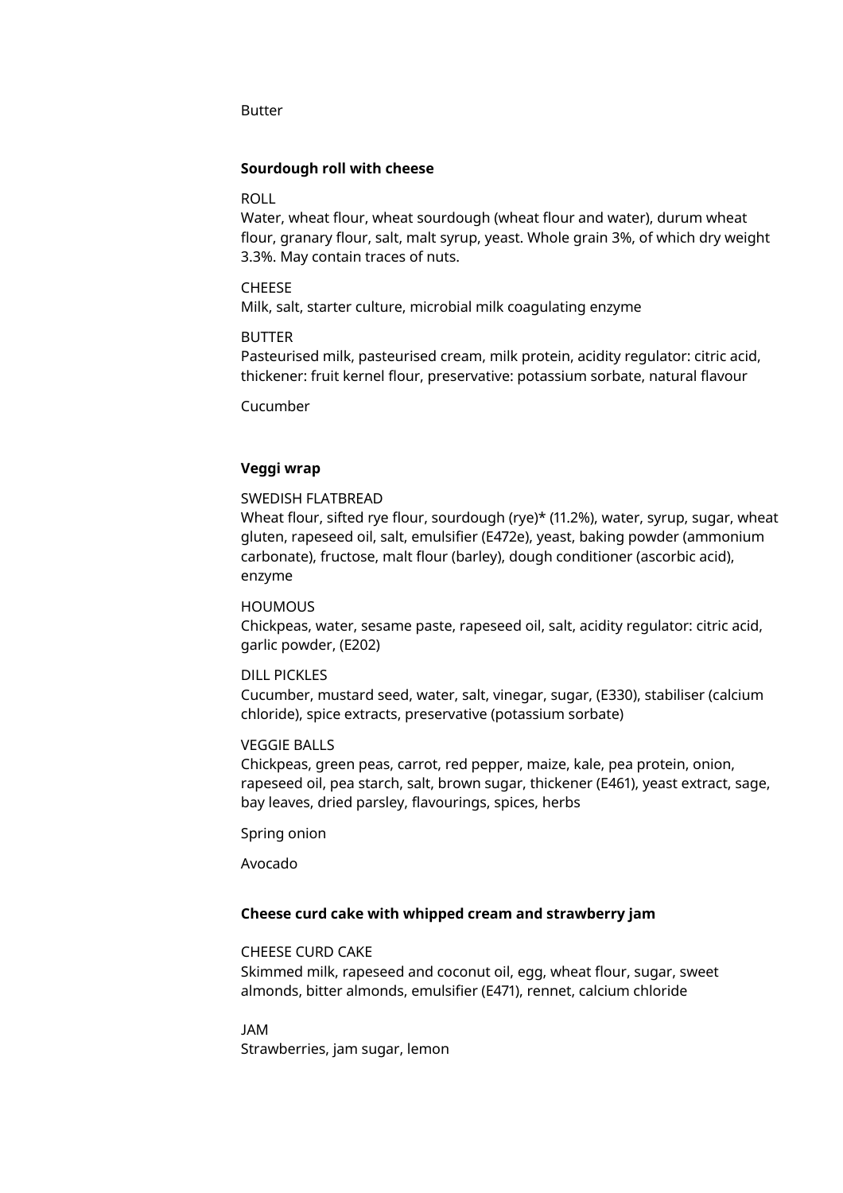Butter

**Sourdough roll with cheese**

ROLL
Water, wheat flour, wheat sourdough (wheat flour and water), durum wheat flour, granary flour, salt, malt syrup, yeast. Whole grain 3%, of which dry weight 3.3%. May contain traces of nuts.

CHEESE
Milk, salt, starter culture, microbial milk coagulating enzyme

BUTTER
Pasteurised milk, pasteurised cream, milk protein, acidity regulator: citric acid, thickener: fruit kernel flour, preservative: potassium sorbate, natural flavour

Cucumber

**Veggi wrap**

SWEDISH FLATBREAD
Wheat flour, sifted rye flour, sourdough (rye)* (11.2%), water, syrup, sugar, wheat gluten, rapeseed oil, salt, emulsifier (E472e), yeast, baking powder (ammonium carbonate), fructose, malt flour (barley), dough conditioner (ascorbic acid), enzyme

HOUMOUS
Chickpeas, water, sesame paste, rapeseed oil, salt, acidity regulator: citric acid, garlic powder, (E202)

DILL PICKLES
Cucumber, mustard seed, water, salt, vinegar, sugar, (E330), stabiliser (calcium chloride), spice extracts, preservative (potassium sorbate)

VEGGIE BALLS
Chickpeas, green peas, carrot, red pepper, maize, kale, pea protein, onion, rapeseed oil, pea starch, salt, brown sugar, thickener (E461), yeast extract, sage, bay leaves, dried parsley, flavourings, spices, herbs

Spring onion

Avocado

**Cheese curd cake with whipped cream and strawberry jam**

CHEESE CURD CAKE
Skimmed milk, rapeseed and coconut oil, egg, wheat flour, sugar, sweet almonds, bitter almonds, emulsifier (E471), rennet, calcium chloride

JAM
Strawberries, jam sugar, lemon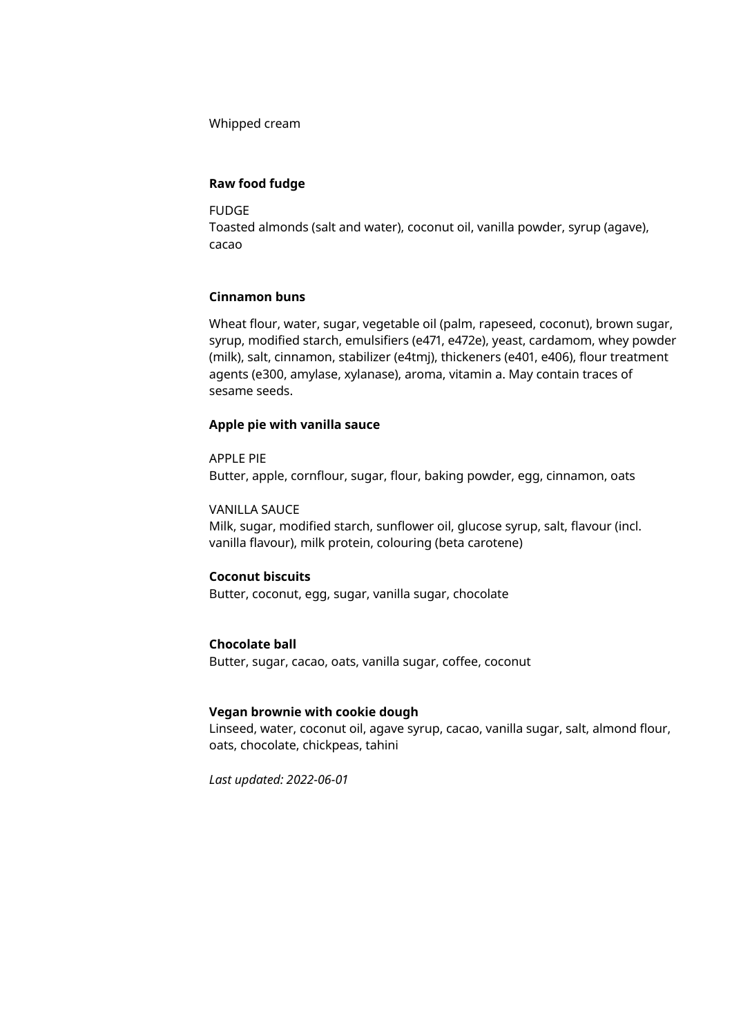Whipped cream

**Raw food fudge**

FUDGE
Toasted almonds (salt and water), coconut oil, vanilla powder, syrup (agave), cacao

**Cinnamon buns**

Wheat flour, water, sugar, vegetable oil (palm, rapeseed, coconut), brown sugar, syrup, modified starch, emulsifiers (e471, e472e), yeast, cardamom, whey powder (milk), salt, cinnamon, stabilizer (e4tmj), thickeners (e401, e406), flour treatment agents (e300, amylase, xylanase), aroma, vitamin a. May contain traces of sesame seeds.

**Apple pie with vanilla sauce**

APPLE PIE
Butter, apple, cornflour, sugar, flour, baking powder, egg, cinnamon, oats

VANILLA SAUCE
Milk, sugar, modified starch, sunflower oil, glucose syrup, salt, flavour (incl. vanilla flavour), milk protein, colouring (beta carotene)

**Coconut biscuits**
Butter, coconut, egg, sugar, vanilla sugar, chocolate

**Chocolate ball**
Butter, sugar, cacao, oats, vanilla sugar, coffee, coconut

**Vegan brownie with cookie dough**
Linseed, water, coconut oil, agave syrup, cacao, vanilla sugar, salt, almond flour, oats, chocolate, chickpeas, tahini

*Last updated: 2022-06-01*